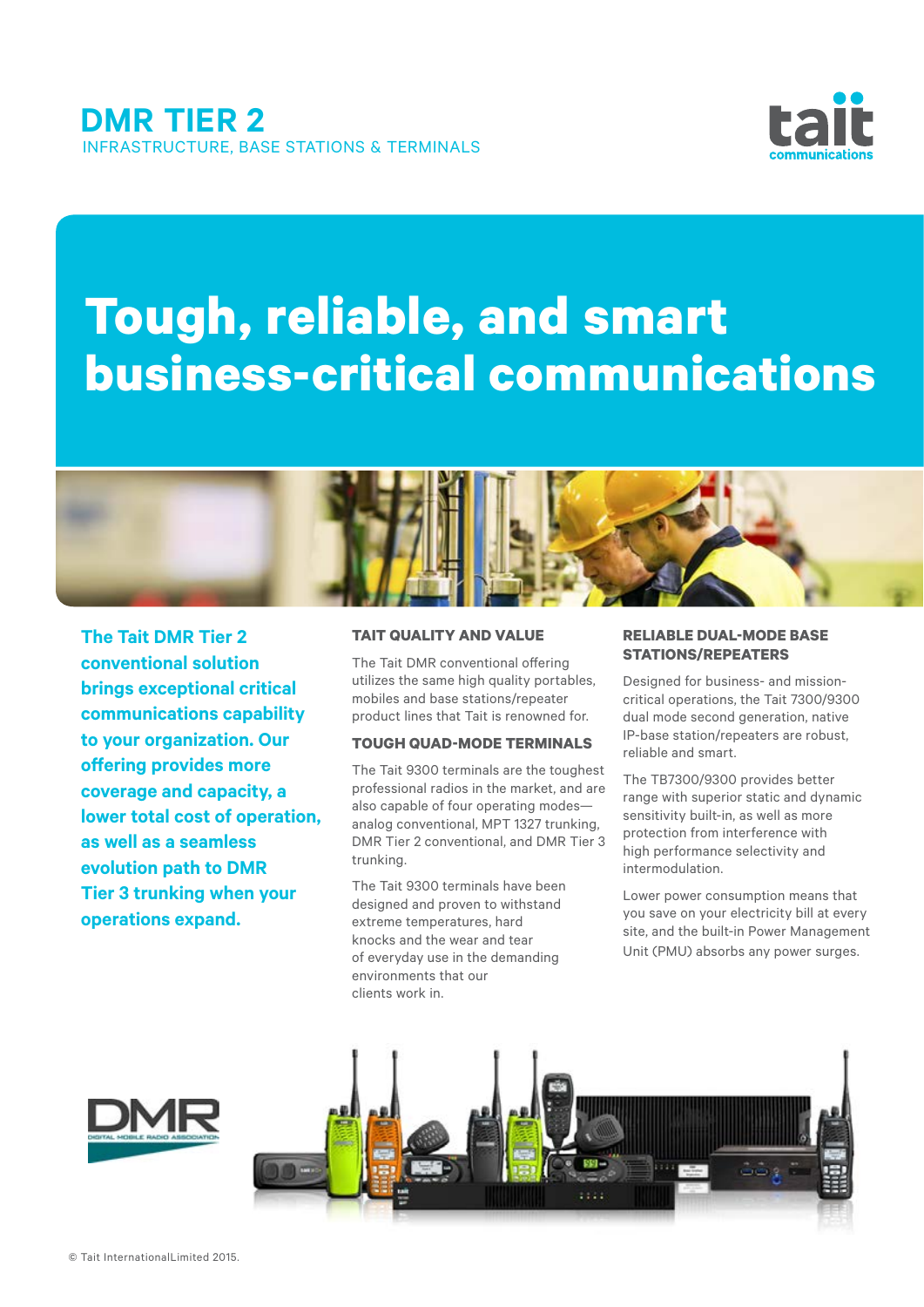# DMR TIER 2

INFRASTRUCTURE, BASE STATIONS & TERMINALS

# Tough, reliable, and smart business-critical communications

**The Tait DMR Tier 2 conventional solution brings exceptional critical communications capability to your organization. Our offering provides more coverage and capacity, a lower total cost of operation, as well as a seamless evolution path to DMR Tier 3 trunking when your operations expand.**

### TAIT QUALITY AND VALUE

The Tait DMR conventional offering utilizes the same high quality portables, mobiles and base stations/repeater product lines that Tait is renowned for.

### TOUGH QUAD-MODE TERMINALS

The Tait 9300 terminals are the toughest professional radios in the market, and are also capable of four operating modes—analog conventional, MPT 1327 trunking, DMR Tier 2 conventional, and DMR Tier 3 trunking.

The Tait 9300 terminals have been designed and proven to withstand extreme temperatures, hard knocks and the wear and tear of everyday use in the demanding environments that our clients work in.

### RELIABLE DUAL-MODE BASE STATIONS/REPEATERS

Designed for business- and mission-critical operations, the Tait 7300/9300 dual mode second generation, native IP-base station/repeaters are robust, reliable and smart.

The TB7300/9300 provides better range with superior static and dynamic sensitivity built-in, as well as more protection from interference with high performance selectivity and intermodulation.

Lower power consumption means that you save on your electricity bill at every site, and the built-in Power Management Unit (PMU) absorbs any power surges.

© Tait InternationalLimited 2015.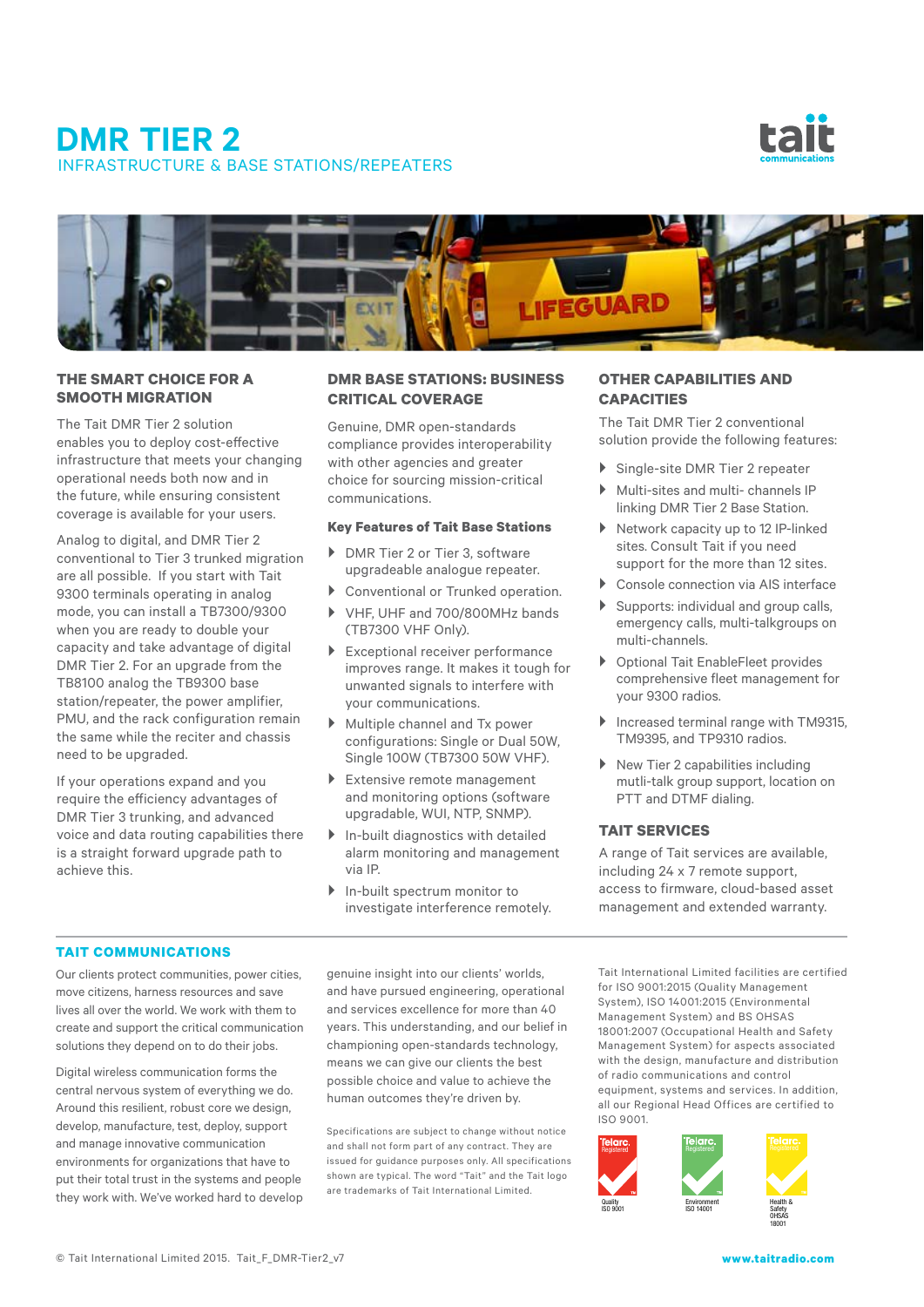// The page is a landscape, not a portrait: images can shift attributes and this is part of the transcription.
# DMR TIER 2

INFRASTRUCTURE & BASE STATIONS/REPEATERS

## THE SMART CHOICE FOR A SMOOTH MIGRATION

The Tait DMR Tier 2 solution enables you to deploy cost-effective infrastructure that meets your changing operational needs both now and in the future, while ensuring consistent coverage is available for your users.

Analog to digital, and DMR Tier 2 conventional to Tier 3 trunked migration are all possible. If you start with Tait 9300 terminals operating in analog mode, you can install a TB7300/9300 when you are ready to double your capacity and take advantage of digital DMR Tier 2. For an upgrade from the TB8100 analog the TB9300 base station/repeater, the power amplifier, PMU, and the rack configuration remain the same while the reciter and chassis need to be upgraded.

If your operations expand and you require the efficiency advantages of DMR Tier 3 trunking, and advanced voice and data routing capabilities there is a straight forward upgrade path to achieve this.

## DMR BASE STATIONS: BUSINESS CRITICAL COVERAGE

Genuine, DMR open-standards compliance provides interoperability with other agencies and greater choice for sourcing mission-critical communications.

### Key Features of Tait Base Stations

- DMR Tier 2 or Tier 3, software upgradeable analogue repeater.
- Conventional or Trunked operation.
- VHF, UHF and 700/800MHz bands (TB7300 VHF Only).
- Exceptional receiver performance improves range. It makes it tough for unwanted signals to interfere with your communications.
- Multiple channel and Tx power configurations: Single or Dual 50W, Single 100W (TB7300 50W VHF).
- Extensive remote management and monitoring options (software upgradable, WUI, NTP, SNMP).
- In-built diagnostics with detailed alarm monitoring and management via IP.
- In-built spectrum monitor to investigate interference remotely.

## OTHER CAPABILITIES AND CAPACITIES

The Tait DMR Tier 2 conventional solution provide the following features:

- Single-site DMR Tier 2 repeater
- Multi-sites and multi- channels IP linking DMR Tier 2 Base Station.
- Network capacity up to 12 IP-linked sites. Consult Tait if you need support for the more than 12 sites.
- Console connection via AIS interface
- Supports: individual and group calls, emergency calls, multi-talkgroups on multi-channels.
- Optional Tait EnableFleet provides comprehensive fleet management for your 9300 radios.
- Increased terminal range with TM9315, TM9395, and TP9310 radios.
- New Tier 2 capabilities including mutli-talk group support, location on PTT and DTMF dialing.

## TAIT SERVICES

A range of Tait services are available, including 24 x 7 remote support, access to firmware, cloud-based asset management and extended warranty.

## TAIT COMMUNICATIONS

Our clients protect communities, power cities, move citizens, harness resources and save lives all over the world. We work with them to create and support the critical communication solutions they depend on to do their jobs.

Digital wireless communication forms the central nervous system of everything we do. Around this resilient, robust core we design, develop, manufacture, test, deploy, support and manage innovative communication environments for organizations that have to put their total trust in the systems and people they work with. We've worked hard to develop genuine insight into our clients' worlds, and have pursued engineering, operational and services excellence for more than 40 years. This understanding, and our belief in championing open-standards technology, means we can give our clients the best possible choice and value to achieve the human outcomes they're driven by.

Specifications are subject to change without notice and shall not form part of any contract. They are issued for guidance purposes only. All specifications shown are typical. The word "Tait" and the Tait logo are trademarks of Tait International Limited.

Tait International Limited facilities are certified for ISO 9001:2015 (Quality Management System), ISO 14001:2015 (Environmental Management System) and BS OHSAS 18001:2007 (Occupational Health and Safety Management System) for aspects associated with the design, manufacture and distribution of radio communications and control equipment, systems and services. In addition, all our Regional Head Offices are certified to ISO 9001.

Telarc Registered — Quality ISO 9001

Telarc Registered — Environment ISO 14001

Telarc Registered — Health & Safety OHSAS 18001

© Tait International Limited 2015. Tait_F_DMR-Tier2_v7

www.taitradio.com